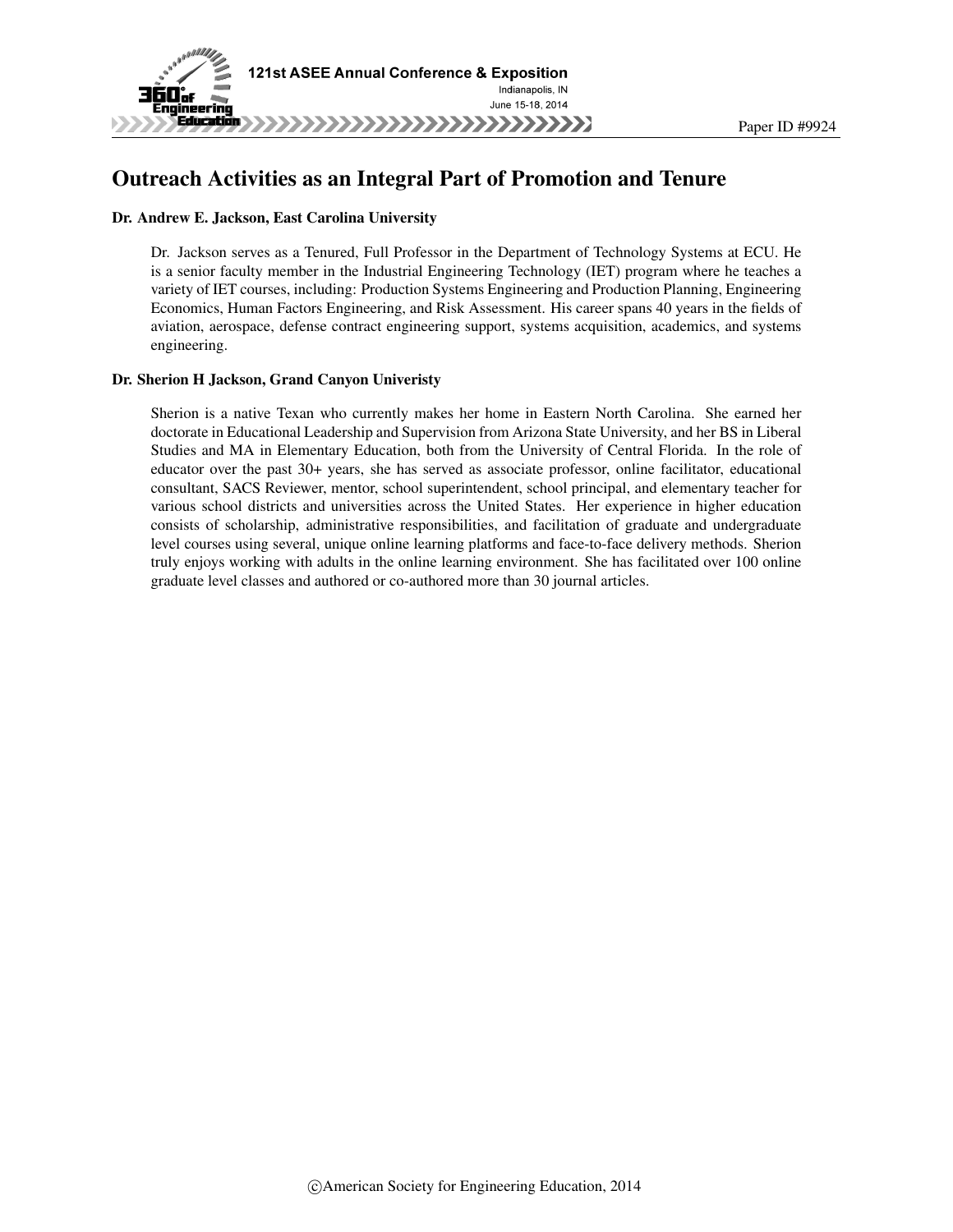# Outreach Activities as an Integral Part of Promotion and Tenure

**Dr. Andrew E. Jackson, East Carolina University**

Dr. Jackson serves as a Tenured, Full Professor in the Department of Technology Systems at ECU. He is a senior faculty member in the Industrial Engineering Technology (IET) program where he teaches a variety of IET courses, including: Production Systems Engineering and Production Planning, Engineering Economics, Human Factors Engineering, and Risk Assessment. His career spans 40 years in the fields of aviation, aerospace, defense contract engineering support, systems acquisition, academics, and systems engineering.

**Dr. Sherion H Jackson, Grand Canyon Univeristy**

Sherion is a native Texan who currently makes her home in Eastern North Carolina. She earned her doctorate in Educational Leadership and Supervision from Arizona State University, and her BS in Liberal Studies and MA in Elementary Education, both from the University of Central Florida. In the role of educator over the past 30+ years, she has served as associate professor, online facilitator, educational consultant, SACS Reviewer, mentor, school superintendent, school principal, and elementary teacher for various school districts and universities across the United States. Her experience in higher education consists of scholarship, administrative responsibilities, and facilitation of graduate and undergraduate level courses using several, unique online learning platforms and face-to-face delivery methods. Sherion truly enjoys working with adults in the online learning environment. She has facilitated over 100 online graduate level classes and authored or co-authored more than 30 journal articles.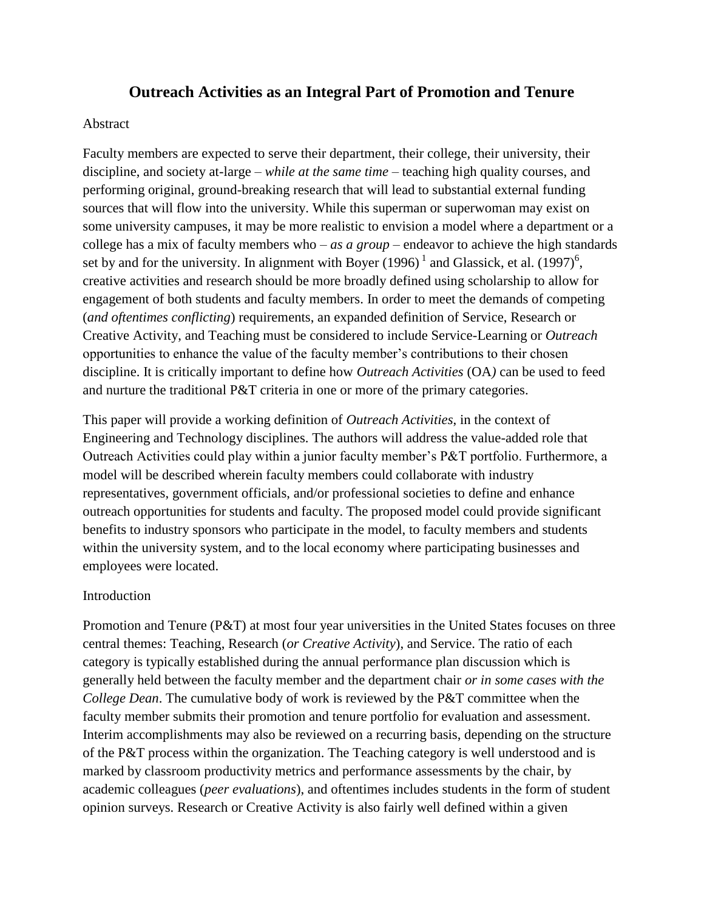# Outreach Activities as an Integral Part of Promotion and Tenure

Abstract

Faculty members are expected to serve their department, their college, their university, their discipline, and society at-large – *while at the same time* – teaching high quality courses, and performing original, ground-breaking research that will lead to substantial external funding sources that will flow into the university. While this superman or superwoman may exist on some university campuses, it may be more realistic to envision a model where a department or a college has a mix of faculty members who – *as a group* – endeavor to achieve the high standards set by and for the university. In alignment with Boyer (1996) [1] and Glassick, et al. (1997)[6], creative activities and research should be more broadly defined using scholarship to allow for engagement of both students and faculty members. In order to meet the demands of competing (*and oftentimes conflicting*) requirements, an expanded definition of Service, Research or Creative Activity, and Teaching must be considered to include Service-Learning or *Outreach* opportunities to enhance the value of the faculty member's contributions to their chosen discipline. It is critically important to define how *Outreach Activities* (OA*)* can be used to feed and nurture the traditional P&T criteria in one or more of the primary categories.

This paper will provide a working definition of *Outreach Activities*, in the context of Engineering and Technology disciplines. The authors will address the value-added role that Outreach Activities could play within a junior faculty member's P&T portfolio. Furthermore, a model will be described wherein faculty members could collaborate with industry representatives, government officials, and/or professional societies to define and enhance outreach opportunities for students and faculty. The proposed model could provide significant benefits to industry sponsors who participate in the model, to faculty members and students within the university system, and to the local economy where participating businesses and employees were located.

Introduction

Promotion and Tenure (P&T) at most four year universities in the United States focuses on three central themes: Teaching, Research (*or Creative Activity*), and Service. The ratio of each category is typically established during the annual performance plan discussion which is generally held between the faculty member and the department chair *or in some cases with the College Dean*. The cumulative body of work is reviewed by the P&T committee when the faculty member submits their promotion and tenure portfolio for evaluation and assessment. Interim accomplishments may also be reviewed on a recurring basis, depending on the structure of the P&T process within the organization. The Teaching category is well understood and is marked by classroom productivity metrics and performance assessments by the chair, by academic colleagues (*peer evaluations*), and oftentimes includes students in the form of student opinion surveys. Research or Creative Activity is also fairly well defined within a given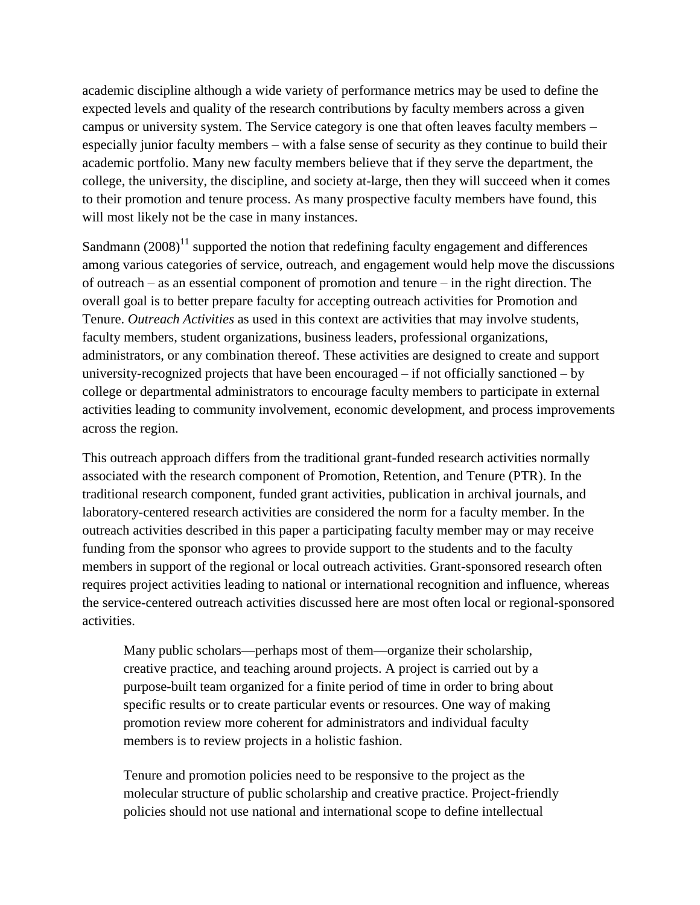academic discipline although a wide variety of performance metrics may be used to define the expected levels and quality of the research contributions by faculty members across a given campus or university system. The Service category is one that often leaves faculty members – especially junior faculty members – with a false sense of security as they continue to build their academic portfolio. Many new faculty members believe that if they serve the department, the college, the university, the discipline, and society at-large, then they will succeed when it comes to their promotion and tenure process. As many prospective faculty members have found, this will most likely not be the case in many instances.

Sandmann (2008)[11] supported the notion that redefining faculty engagement and differences among various categories of service, outreach, and engagement would help move the discussions of outreach – as an essential component of promotion and tenure – in the right direction. The overall goal is to better prepare faculty for accepting outreach activities for Promotion and Tenure. *Outreach Activities* as used in this context are activities that may involve students, faculty members, student organizations, business leaders, professional organizations, administrators, or any combination thereof. These activities are designed to create and support university-recognized projects that have been encouraged – if not officially sanctioned – by college or departmental administrators to encourage faculty members to participate in external activities leading to community involvement, economic development, and process improvements across the region.

This outreach approach differs from the traditional grant-funded research activities normally associated with the research component of Promotion, Retention, and Tenure (PTR). In the traditional research component, funded grant activities, publication in archival journals, and laboratory-centered research activities are considered the norm for a faculty member. In the outreach activities described in this paper a participating faculty member may or may receive funding from the sponsor who agrees to provide support to the students and to the faculty members in support of the regional or local outreach activities. Grant-sponsored research often requires project activities leading to national or international recognition and influence, whereas the service-centered outreach activities discussed here are most often local or regional-sponsored activities.

> Many public scholars—perhaps most of them—organize their scholarship, creative practice, and teaching around projects. A project is carried out by a purpose-built team organized for a finite period of time in order to bring about specific results or to create particular events or resources. One way of making promotion review more coherent for administrators and individual faculty members is to review projects in a holistic fashion.
>
> Tenure and promotion policies need to be responsive to the project as the molecular structure of public scholarship and creative practice. Project-friendly policies should not use national and international scope to define intellectual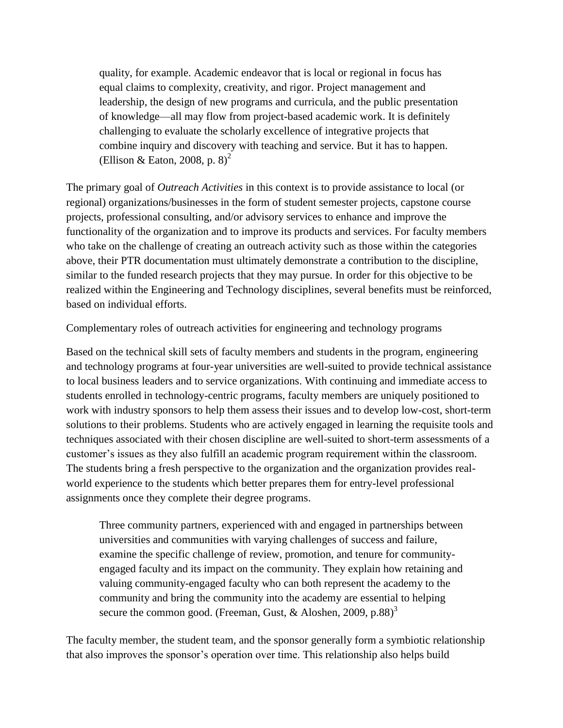> quality, for example. Academic endeavor that is local or regional in focus has equal claims to complexity, creativity, and rigor. Project management and leadership, the design of new programs and curricula, and the public presentation of knowledge—all may flow from project-based academic work. It is definitely challenging to evaluate the scholarly excellence of integrative projects that combine inquiry and discovery with teaching and service. But it has to happen. (Ellison & Eaton, 2008, p. 8)[2]

The primary goal of *Outreach Activities* in this context is to provide assistance to local (or regional) organizations/businesses in the form of student semester projects, capstone course projects, professional consulting, and/or advisory services to enhance and improve the functionality of the organization and to improve its products and services. For faculty members who take on the challenge of creating an outreach activity such as those within the categories above, their PTR documentation must ultimately demonstrate a contribution to the discipline, similar to the funded research projects that they may pursue. In order for this objective to be realized within the Engineering and Technology disciplines, several benefits must be reinforced, based on individual efforts.

## Complementary roles of outreach activities for engineering and technology programs

Based on the technical skill sets of faculty members and students in the program, engineering and technology programs at four-year universities are well-suited to provide technical assistance to local business leaders and to service organizations. With continuing and immediate access to students enrolled in technology-centric programs, faculty members are uniquely positioned to work with industry sponsors to help them assess their issues and to develop low-cost, short-term solutions to their problems. Students who are actively engaged in learning the requisite tools and techniques associated with their chosen discipline are well-suited to short-term assessments of a customer's issues as they also fulfill an academic program requirement within the classroom. The students bring a fresh perspective to the organization and the organization provides real-world experience to the students which better prepares them for entry-level professional assignments once they complete their degree programs.

> Three community partners, experienced with and engaged in partnerships between universities and communities with varying challenges of success and failure, examine the specific challenge of review, promotion, and tenure for community-engaged faculty and its impact on the community. They explain how retaining and valuing community-engaged faculty who can both represent the academy to the community and bring the community into the academy are essential to helping secure the common good. (Freeman, Gust, & Aloshen, 2009, p.88)[3]

The faculty member, the student team, and the sponsor generally form a symbiotic relationship that also improves the sponsor's operation over time. This relationship also helps build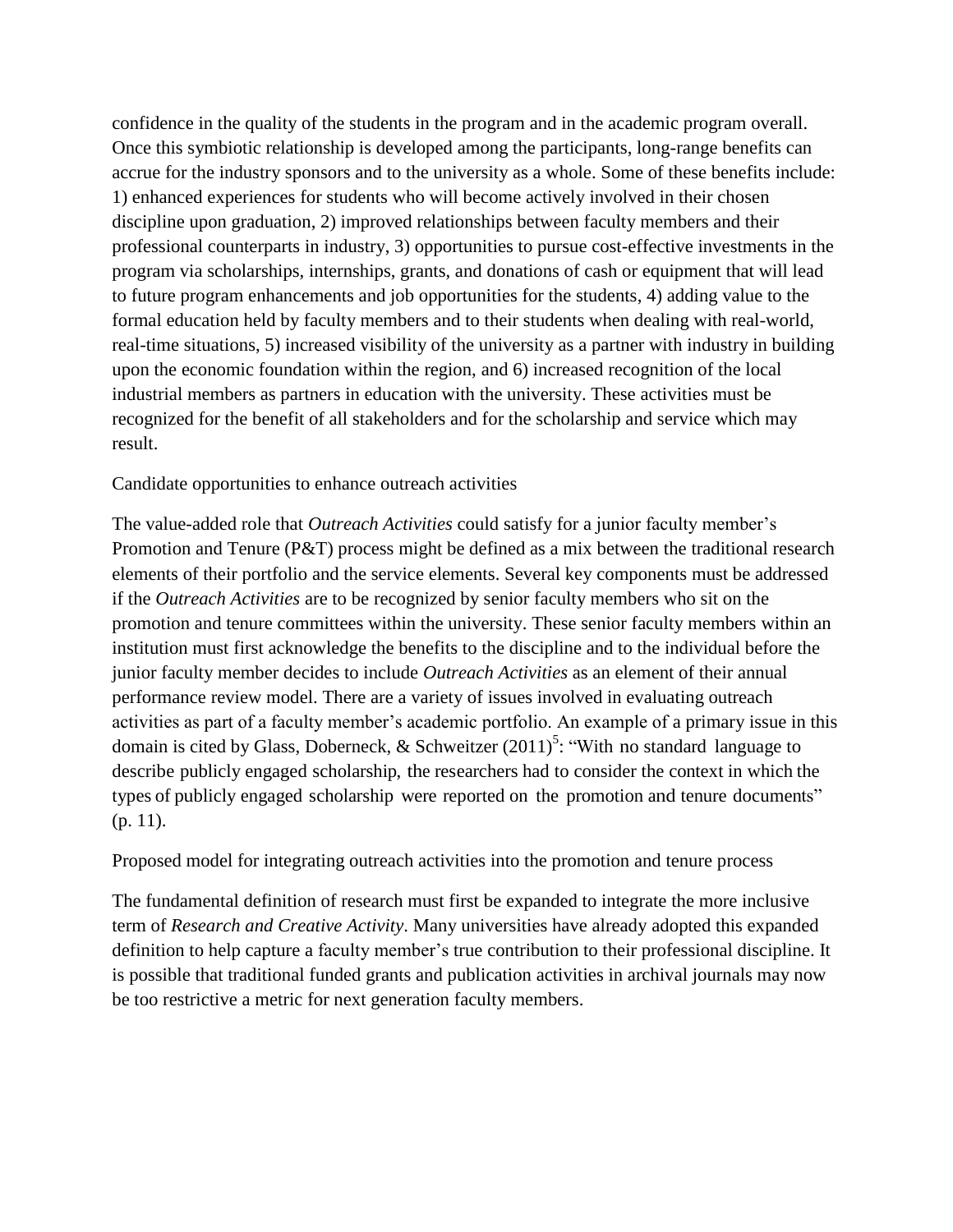confidence in the quality of the students in the program and in the academic program overall. Once this symbiotic relationship is developed among the participants, long-range benefits can accrue for the industry sponsors and to the university as a whole. Some of these benefits include: 1) enhanced experiences for students who will become actively involved in their chosen discipline upon graduation, 2) improved relationships between faculty members and their professional counterparts in industry, 3) opportunities to pursue cost-effective investments in the program via scholarships, internships, grants, and donations of cash or equipment that will lead to future program enhancements and job opportunities for the students, 4) adding value to the formal education held by faculty members and to their students when dealing with real-world, real-time situations, 5) increased visibility of the university as a partner with industry in building upon the economic foundation within the region, and 6) increased recognition of the local industrial members as partners in education with the university. These activities must be recognized for the benefit of all stakeholders and for the scholarship and service which may result.

## Candidate opportunities to enhance outreach activities

The value-added role that *Outreach Activities* could satisfy for a junior faculty member's Promotion and Tenure (P&T) process might be defined as a mix between the traditional research elements of their portfolio and the service elements. Several key components must be addressed if the *Outreach Activities* are to be recognized by senior faculty members who sit on the promotion and tenure committees within the university. These senior faculty members within an institution must first acknowledge the benefits to the discipline and to the individual before the junior faculty member decides to include *Outreach Activities* as an element of their annual performance review model. There are a variety of issues involved in evaluating outreach activities as part of a faculty member's academic portfolio. An example of a primary issue in this domain is cited by Glass, Doberneck, & Schweitzer (2011)[5]: "With no standard language to describe publicly engaged scholarship, the researchers had to consider the context in which the types of publicly engaged scholarship were reported on the promotion and tenure documents" (p. 11).

## Proposed model for integrating outreach activities into the promotion and tenure process

The fundamental definition of research must first be expanded to integrate the more inclusive term of *Research and Creative Activity*. Many universities have already adopted this expanded definition to help capture a faculty member's true contribution to their professional discipline. It is possible that traditional funded grants and publication activities in archival journals may now be too restrictive a metric for next generation faculty members.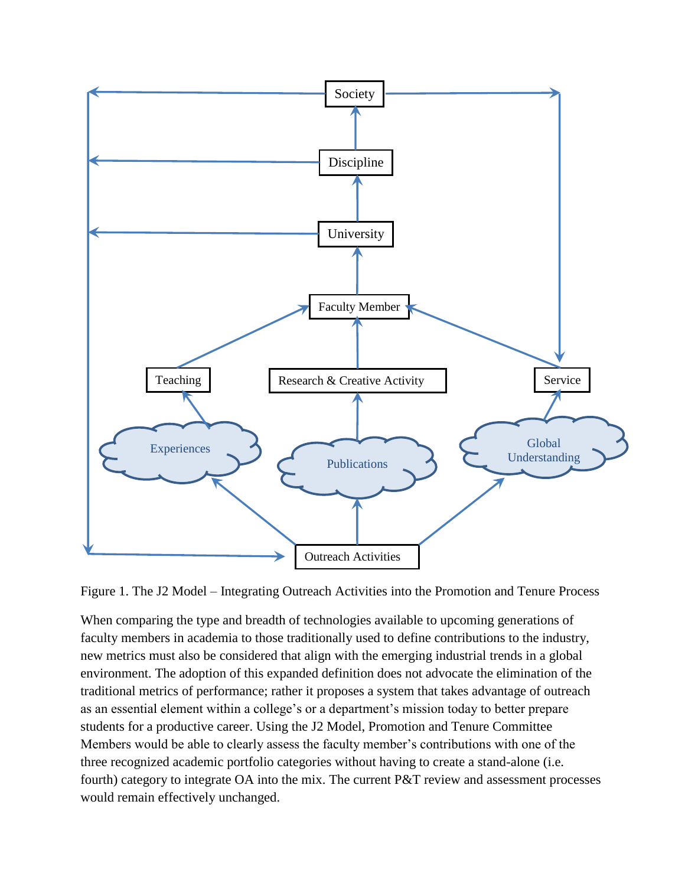Figure 1. The J2 Model – Integrating Outreach Activities into the Promotion and Tenure Process

When comparing the type and breadth of technologies available to upcoming generations of faculty members in academia to those traditionally used to define contributions to the industry, new metrics must also be considered that align with the emerging industrial trends in a global environment. The adoption of this expanded definition does not advocate the elimination of the traditional metrics of performance; rather it proposes a system that takes advantage of outreach as an essential element within a college's or a department's mission today to better prepare students for a productive career. Using the J2 Model, Promotion and Tenure Committee Members would be able to clearly assess the faculty member's contributions with one of the three recognized academic portfolio categories without having to create a stand-alone (i.e. fourth) category to integrate OA into the mix. The current P&T review and assessment processes would remain effectively unchanged.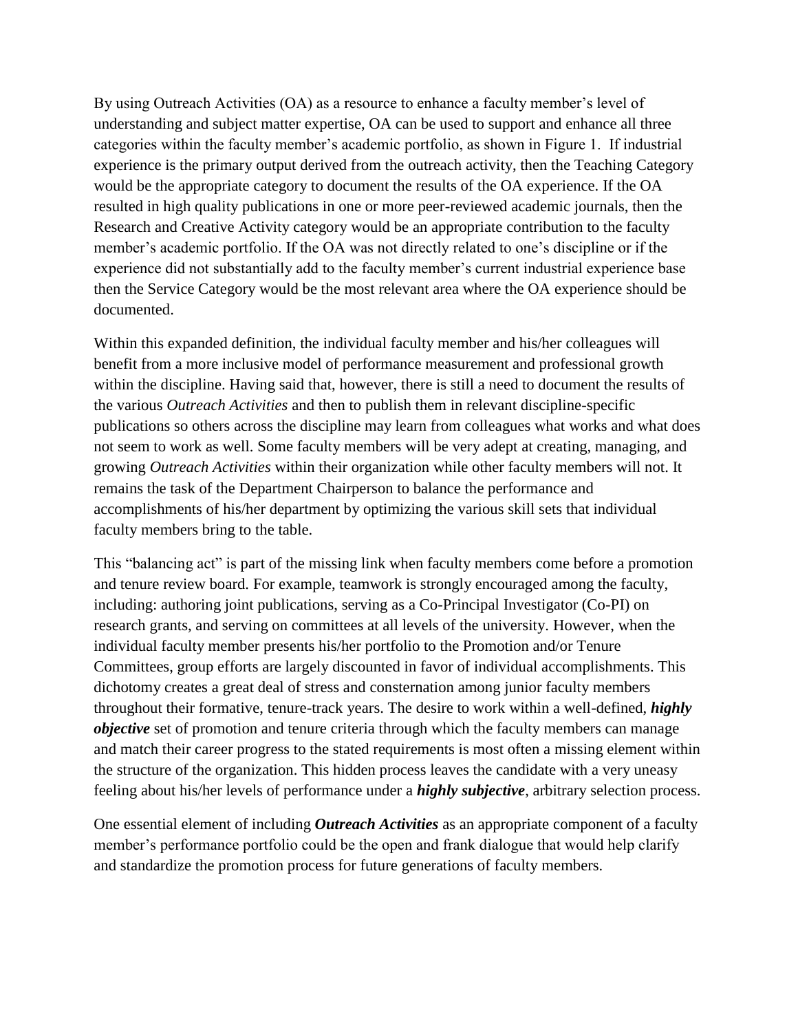By using Outreach Activities (OA) as a resource to enhance a faculty member's level of understanding and subject matter expertise, OA can be used to support and enhance all three categories within the faculty member's academic portfolio, as shown in Figure 1. If industrial experience is the primary output derived from the outreach activity, then the Teaching Category would be the appropriate category to document the results of the OA experience. If the OA resulted in high quality publications in one or more peer-reviewed academic journals, then the Research and Creative Activity category would be an appropriate contribution to the faculty member's academic portfolio. If the OA was not directly related to one's discipline or if the experience did not substantially add to the faculty member's current industrial experience base then the Service Category would be the most relevant area where the OA experience should be documented.

Within this expanded definition, the individual faculty member and his/her colleagues will benefit from a more inclusive model of performance measurement and professional growth within the discipline. Having said that, however, there is still a need to document the results of the various *Outreach Activities* and then to publish them in relevant discipline-specific publications so others across the discipline may learn from colleagues what works and what does not seem to work as well. Some faculty members will be very adept at creating, managing, and growing *Outreach Activities* within their organization while other faculty members will not. It remains the task of the Department Chairperson to balance the performance and accomplishments of his/her department by optimizing the various skill sets that individual faculty members bring to the table.

This "balancing act" is part of the missing link when faculty members come before a promotion and tenure review board. For example, teamwork is strongly encouraged among the faculty, including: authoring joint publications, serving as a Co-Principal Investigator (Co-PI) on research grants, and serving on committees at all levels of the university. However, when the individual faculty member presents his/her portfolio to the Promotion and/or Tenure Committees, group efforts are largely discounted in favor of individual accomplishments. This dichotomy creates a great deal of stress and consternation among junior faculty members throughout their formative, tenure-track years. The desire to work within a well-defined, ***highly objective*** set of promotion and tenure criteria through which the faculty members can manage and match their career progress to the stated requirements is most often a missing element within the structure of the organization. This hidden process leaves the candidate with a very uneasy feeling about his/her levels of performance under a ***highly subjective***, arbitrary selection process.

One essential element of including ***Outreach Activities*** as an appropriate component of a faculty member's performance portfolio could be the open and frank dialogue that would help clarify and standardize the promotion process for future generations of faculty members.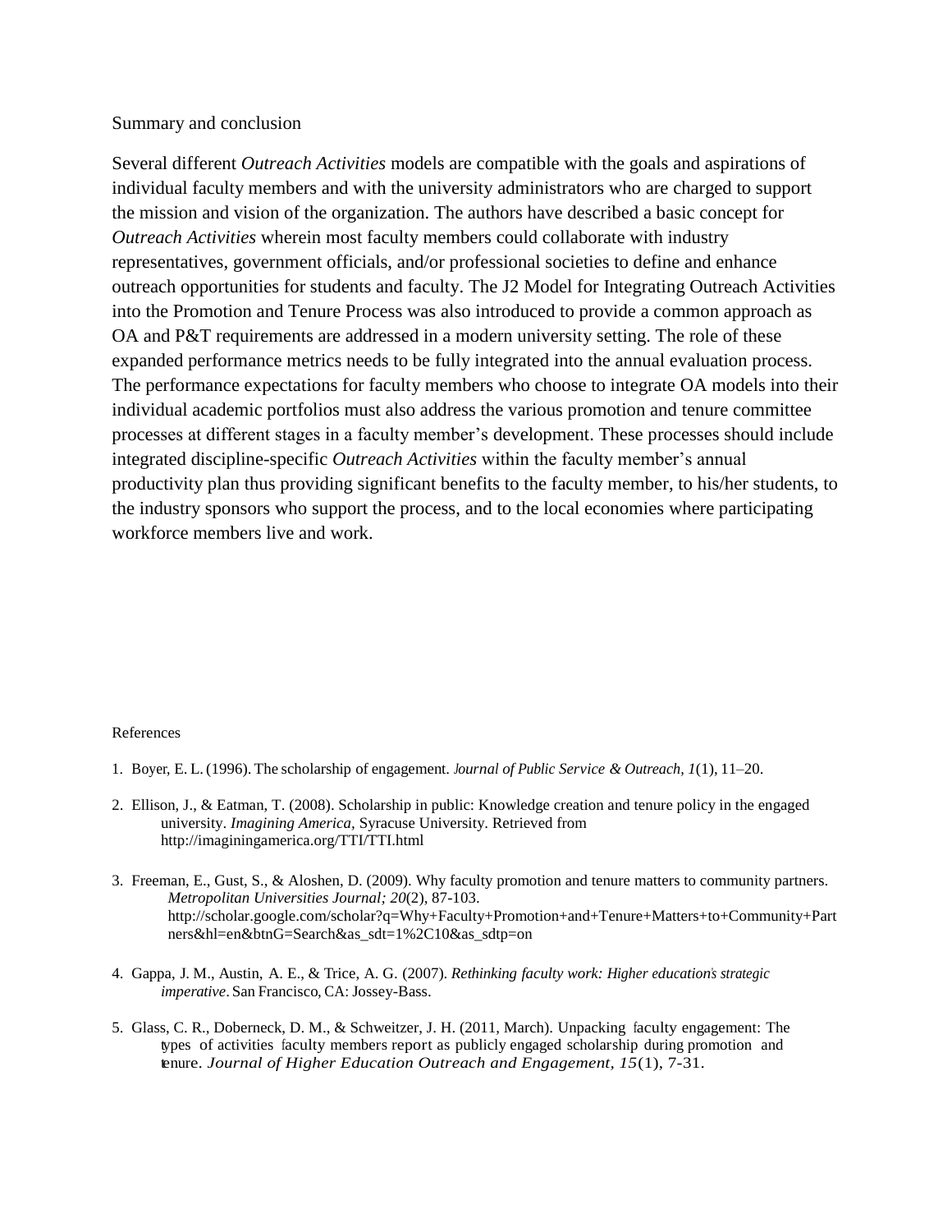## Summary and conclusion

Several different *Outreach Activities* models are compatible with the goals and aspirations of individual faculty members and with the university administrators who are charged to support the mission and vision of the organization. The authors have described a basic concept for *Outreach Activities* wherein most faculty members could collaborate with industry representatives, government officials, and/or professional societies to define and enhance outreach opportunities for students and faculty. The J2 Model for Integrating Outreach Activities into the Promotion and Tenure Process was also introduced to provide a common approach as OA and P&T requirements are addressed in a modern university setting. The role of these expanded performance metrics needs to be fully integrated into the annual evaluation process. The performance expectations for faculty members who choose to integrate OA models into their individual academic portfolios must also address the various promotion and tenure committee processes at different stages in a faculty member's development. These processes should include integrated discipline-specific *Outreach Activities* within the faculty member's annual productivity plan thus providing significant benefits to the faculty member, to his/her students, to the industry sponsors who support the process, and to the local economies where participating workforce members live and work.

## References

1. Boyer, E. L. (1996). The scholarship of engagement. *Journal of Public Service & Outreach, 1*(1), 11–20.

2. Ellison, J., & Eatman, T. (2008). Scholarship in public: Knowledge creation and tenure policy in the engaged university. *Imagining America,* Syracuse University. Retrieved from http://imaginingamerica.org/TTI/TTI.html

3. Freeman, E., Gust, S., & Aloshen, D. (2009). Why faculty promotion and tenure matters to community partners. *Metropolitan Universities Journal; 20*(2), 87-103. http://scholar.google.com/scholar?q=Why+Faculty+Promotion+and+Tenure+Matters+to+Community+Partners&hl=en&btnG=Search&as_sdt=1%2C10&as_sdtp=on

4. Gappa, J. M., Austin, A. E., & Trice, A. G. (2007). *Rethinking faculty work: Higher education's strategic imperative*. San Francisco, CA: Jossey-Bass.

5. Glass, C. R., Doberneck, D. M., & Schweitzer, J. H. (2011, March). Unpacking faculty engagement: The types of activities faculty members report as publicly engaged scholarship during promotion and tenure. *Journal of Higher Education Outreach and Engagement, 15*(1), 7-31.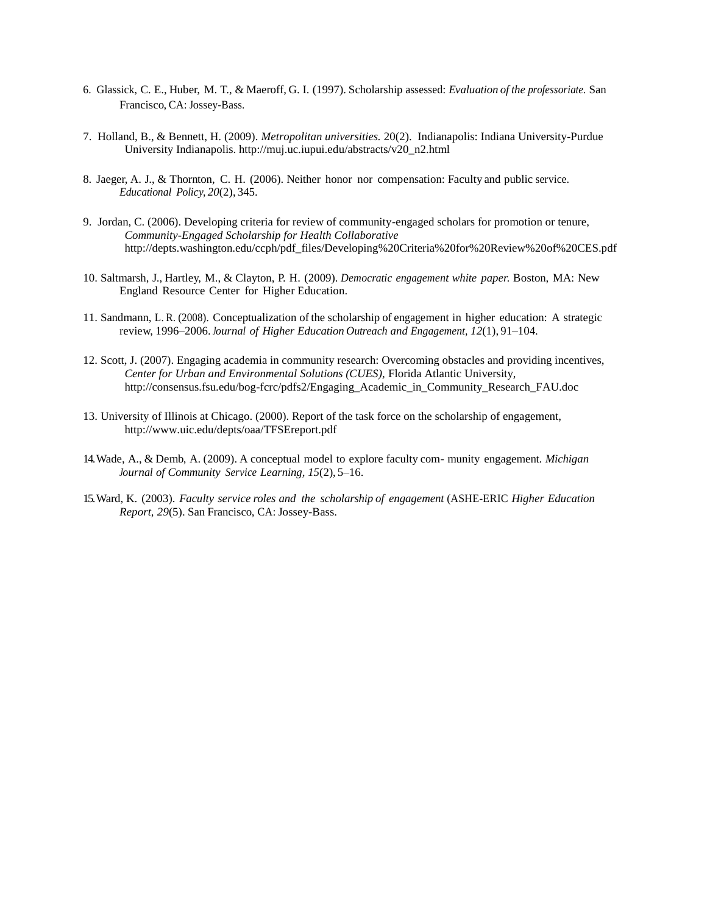6. Glassick, C. E., Huber, M. T., & Maeroff, G. I. (1997). Scholarship assessed: *Evaluation of the professoriate*. San Francisco, CA: Jossey-Bass.

7. Holland, B., & Bennett, H. (2009). *Metropolitan universities.* 20(2). Indianapolis: Indiana University-Purdue University Indianapolis. http://muj.uc.iupui.edu/abstracts/v20_n2.html

8. Jaeger, A. J., & Thornton, C. H. (2006). Neither honor nor compensation: Faculty and public service. *Educational Policy, 20*(2), 345.

9. Jordan, C. (2006). Developing criteria for review of community-engaged scholars for promotion or tenure, *Community-Engaged Scholarship for Health Collaborative* http://depts.washington.edu/ccph/pdf_files/Developing%20Criteria%20for%20Review%20of%20CES.pdf

10. Saltmarsh, J., Hartley, M., & Clayton, P. H. (2009). *Democratic engagement white paper.* Boston, MA: New England Resource Center for Higher Education.

11. Sandmann, L. R. (2008). Conceptualization of the scholarship of engagement in higher education: A strategic review, 1996–2006. *Journal of Higher Education Outreach and Engagement, 12*(1), 91–104.

12. Scott, J. (2007). Engaging academia in community research: Overcoming obstacles and providing incentives, *Center for Urban and Environmental Solutions (CUES)*, Florida Atlantic University, http://consensus.fsu.edu/bog-fcrc/pdfs2/Engaging_Academic_in_Community_Research_FAU.doc

13. University of Illinois at Chicago. (2000). Report of the task force on the scholarship of engagement, http://www.uic.edu/depts/oaa/TFSEreport.pdf

14. Wade, A., & Demb, A. (2009). A conceptual model to explore faculty com- munity engagement. *Michigan Journal of Community Service Learning, 15*(2), 5–16.

15. Ward, K. (2003). *Faculty service roles and the scholarship of engagement* (ASHE-ERIC *Higher Education Report, 29*(5). San Francisco, CA: Jossey-Bass.